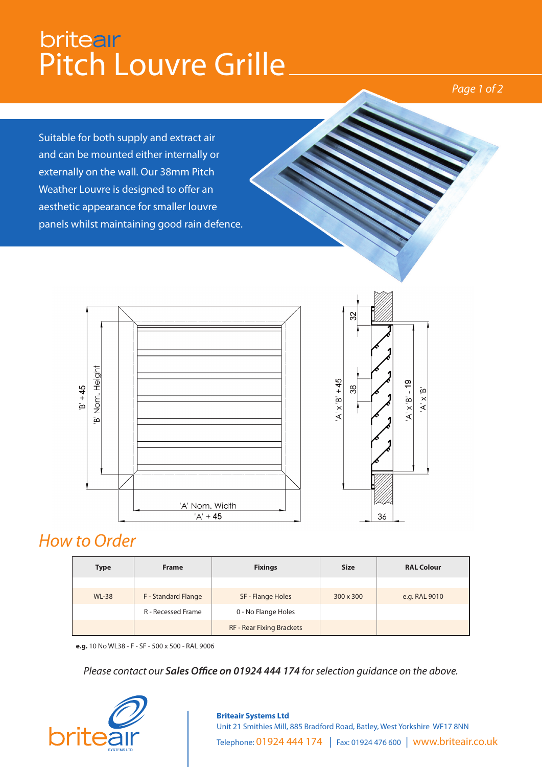# briteair Pitch Louvre Grille

Suitable for both supply and extract air and can be mounted either internally or externally on the wall. Our 38mm Pitch Weather Louvre is designed to offer an aesthetic appearance for smaller louvre panels whilst maintaining good rain defence.

'B' + 45

'B' Nom. Height

'A' Nom. Width

'A' + 45

32

38

'A' x 'B' + 45

'A' x 'B' - 19

'A' x 'B'

36

## How to Order

| Type | Frame | Fixings | Size | RAL Colour |
|---|---|---|---|---|
| | | | | |
| WL-38 | F - Standard Flange | SF - Flange Holes | 300 x 300 | e.g. RAL 9010 |
| | R - Recessed Frame | 0 - No Flange Holes | | |
| | | RF - Rear Fixing Brackets | | |

**e.g.** 10 No WL38 - F - SF - 500 x 500 - RAL 9006

*Please contact our **Sales Office on 01924 444 174** for selection guidance on the above.*

briteair SYSTEMS LTD

**Briteair Systems Ltd**
Unit 21 Smithies Mill, 885 Bradford Road, Batley, West Yorkshire WF17 8NN
Telephone: 01924 444 174 | Fax: 01924 476 600 | www.briteair.co.uk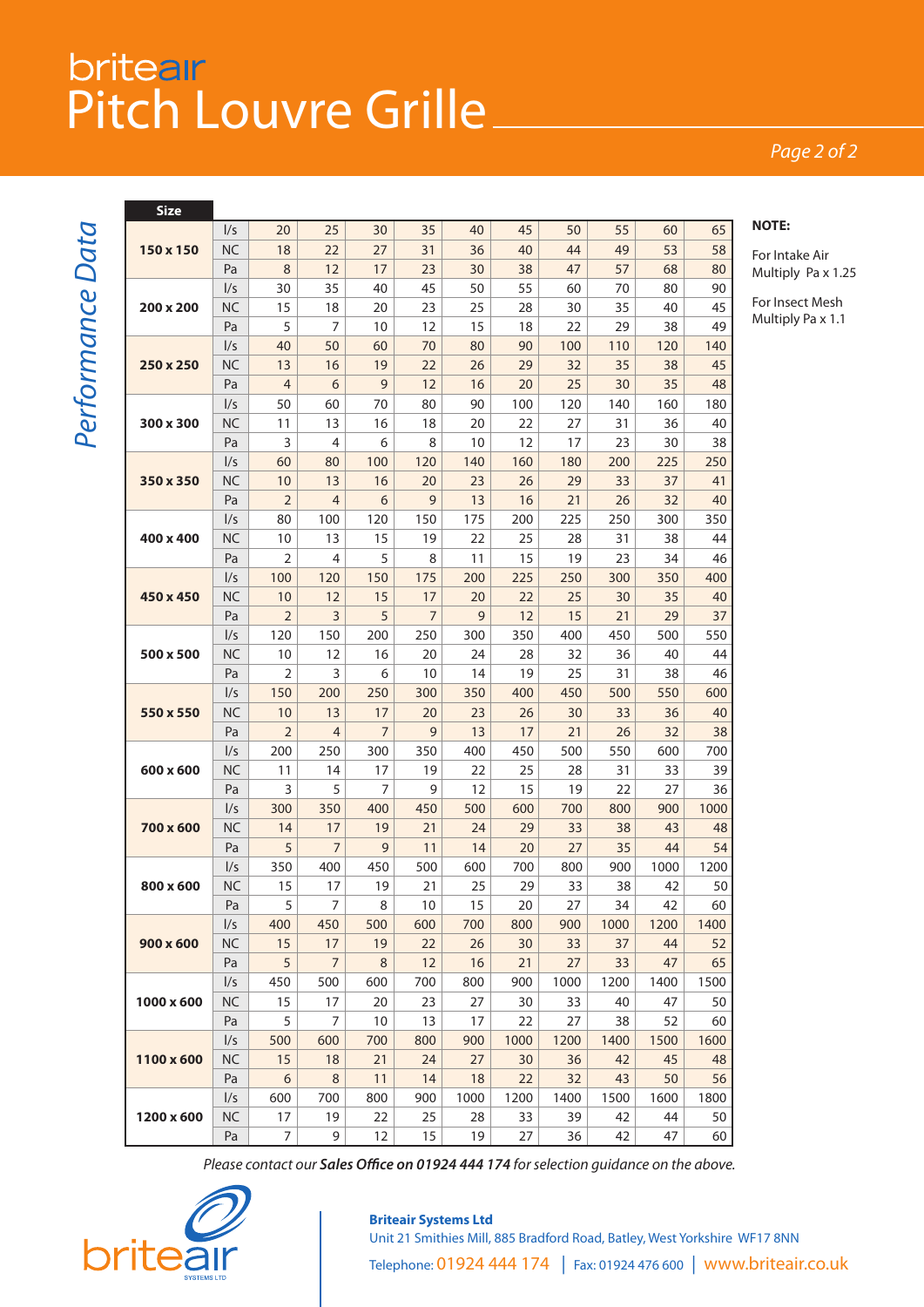# britеair Pitch Louvre Grille

## Performance Data

| Size | | | | | | | | | | | |
|---|---|---|---|---|---|---|---|---|---|---|---|
| **150 x 150** | l/s | 20 | 25 | 30 | 35 | 40 | 45 | 50 | 55 | 60 | 65 |
| | NC | 18 | 22 | 27 | 31 | 36 | 40 | 44 | 49 | 53 | 58 |
| | Pa | 8 | 12 | 17 | 23 | 30 | 38 | 47 | 57 | 68 | 80 |
| **200 x 200** | l/s | 30 | 35 | 40 | 45 | 50 | 55 | 60 | 70 | 80 | 90 |
| | NC | 15 | 18 | 20 | 23 | 25 | 28 | 30 | 35 | 40 | 45 |
| | Pa | 5 | 7 | 10 | 12 | 15 | 18 | 22 | 29 | 38 | 49 |
| **250 x 250** | l/s | 40 | 50 | 60 | 70 | 80 | 90 | 100 | 110 | 120 | 140 |
| | NC | 13 | 16 | 19 | 22 | 26 | 29 | 32 | 35 | 38 | 45 |
| | Pa | 4 | 6 | 9 | 12 | 16 | 20 | 25 | 30 | 35 | 48 |
| **300 x 300** | l/s | 50 | 60 | 70 | 80 | 90 | 100 | 120 | 140 | 160 | 180 |
| | NC | 11 | 13 | 16 | 18 | 20 | 22 | 27 | 31 | 36 | 40 |
| | Pa | 3 | 4 | 6 | 8 | 10 | 12 | 17 | 23 | 30 | 38 |
| **350 x 350** | l/s | 60 | 80 | 100 | 120 | 140 | 160 | 180 | 200 | 225 | 250 |
| | NC | 10 | 13 | 16 | 20 | 23 | 26 | 29 | 33 | 37 | 41 |
| | Pa | 2 | 4 | 6 | 9 | 13 | 16 | 21 | 26 | 32 | 40 |
| **400 x 400** | l/s | 80 | 100 | 120 | 150 | 175 | 200 | 225 | 250 | 300 | 350 |
| | NC | 10 | 13 | 15 | 19 | 22 | 25 | 28 | 31 | 38 | 44 |
| | Pa | 2 | 4 | 5 | 8 | 11 | 15 | 19 | 23 | 34 | 46 |
| **450 x 450** | l/s | 100 | 120 | 150 | 175 | 200 | 225 | 250 | 300 | 350 | 400 |
| | NC | 10 | 12 | 15 | 17 | 20 | 22 | 25 | 30 | 35 | 40 |
| | Pa | 2 | 3 | 5 | 7 | 9 | 12 | 15 | 21 | 29 | 37 |
| **500 x 500** | l/s | 120 | 150 | 200 | 250 | 300 | 350 | 400 | 450 | 500 | 550 |
| | NC | 10 | 12 | 16 | 20 | 24 | 28 | 32 | 36 | 40 | 44 |
| | Pa | 2 | 3 | 6 | 10 | 14 | 19 | 25 | 31 | 38 | 46 |
| **550 x 550** | l/s | 150 | 200 | 250 | 300 | 350 | 400 | 450 | 500 | 550 | 600 |
| | NC | 10 | 13 | 17 | 20 | 23 | 26 | 30 | 33 | 36 | 40 |
| | Pa | 2 | 4 | 7 | 9 | 13 | 17 | 21 | 26 | 32 | 38 |
| **600 x 600** | l/s | 200 | 250 | 300 | 350 | 400 | 450 | 500 | 550 | 600 | 700 |
| | NC | 11 | 14 | 17 | 19 | 22 | 25 | 28 | 31 | 33 | 39 |
| | Pa | 3 | 5 | 7 | 9 | 12 | 15 | 19 | 22 | 27 | 36 |
| **700 x 600** | l/s | 300 | 350 | 400 | 450 | 500 | 600 | 700 | 800 | 900 | 1000 |
| | NC | 14 | 17 | 19 | 21 | 24 | 29 | 33 | 38 | 43 | 48 |
| | Pa | 5 | 7 | 9 | 11 | 14 | 20 | 27 | 35 | 44 | 54 |
| **800 x 600** | l/s | 350 | 400 | 450 | 500 | 600 | 700 | 800 | 900 | 1000 | 1200 |
| | NC | 15 | 17 | 19 | 21 | 25 | 29 | 33 | 38 | 42 | 50 |
| | Pa | 5 | 7 | 8 | 10 | 15 | 20 | 27 | 34 | 42 | 60 |
| **900 x 600** | l/s | 400 | 450 | 500 | 600 | 700 | 800 | 900 | 1000 | 1200 | 1400 |
| | NC | 15 | 17 | 19 | 22 | 26 | 30 | 33 | 37 | 44 | 52 |
| | Pa | 5 | 7 | 8 | 12 | 16 | 21 | 27 | 33 | 47 | 65 |
| **1000 x 600** | l/s | 450 | 500 | 600 | 700 | 800 | 900 | 1000 | 1200 | 1400 | 1500 |
| | NC | 15 | 17 | 20 | 23 | 27 | 30 | 33 | 40 | 47 | 50 |
| | Pa | 5 | 7 | 10 | 13 | 17 | 22 | 27 | 38 | 52 | 60 |
| **1100 x 600** | l/s | 500 | 600 | 700 | 800 | 900 | 1000 | 1200 | 1400 | 1500 | 1600 |
| | NC | 15 | 18 | 21 | 24 | 27 | 30 | 36 | 42 | 45 | 48 |
| | Pa | 6 | 8 | 11 | 14 | 18 | 22 | 32 | 43 | 50 | 56 |
| **1200 x 600** | l/s | 600 | 700 | 800 | 900 | 1000 | 1200 | 1400 | 1500 | 1600 | 1800 |
| | NC | 17 | 19 | 22 | 25 | 28 | 33 | 39 | 42 | 44 | 50 |
| | Pa | 7 | 9 | 12 | 15 | 19 | 27 | 36 | 42 | 47 | 60 |

**NOTE:**

For Intake Air Multiply Pa x 1.25

For Insect Mesh Multiply Pa x 1.1

*Please contact our **Sales Office on 01924 444 174** for selection guidance on the above.*

**Briteair Systems Ltd**
Unit 21 Smithies Mill, 885 Bradford Road, Batley, West Yorkshire WF17 8NN
Telephone: 01924 444 174 | Fax: 01924 476 600 | www.briteair.co.uk